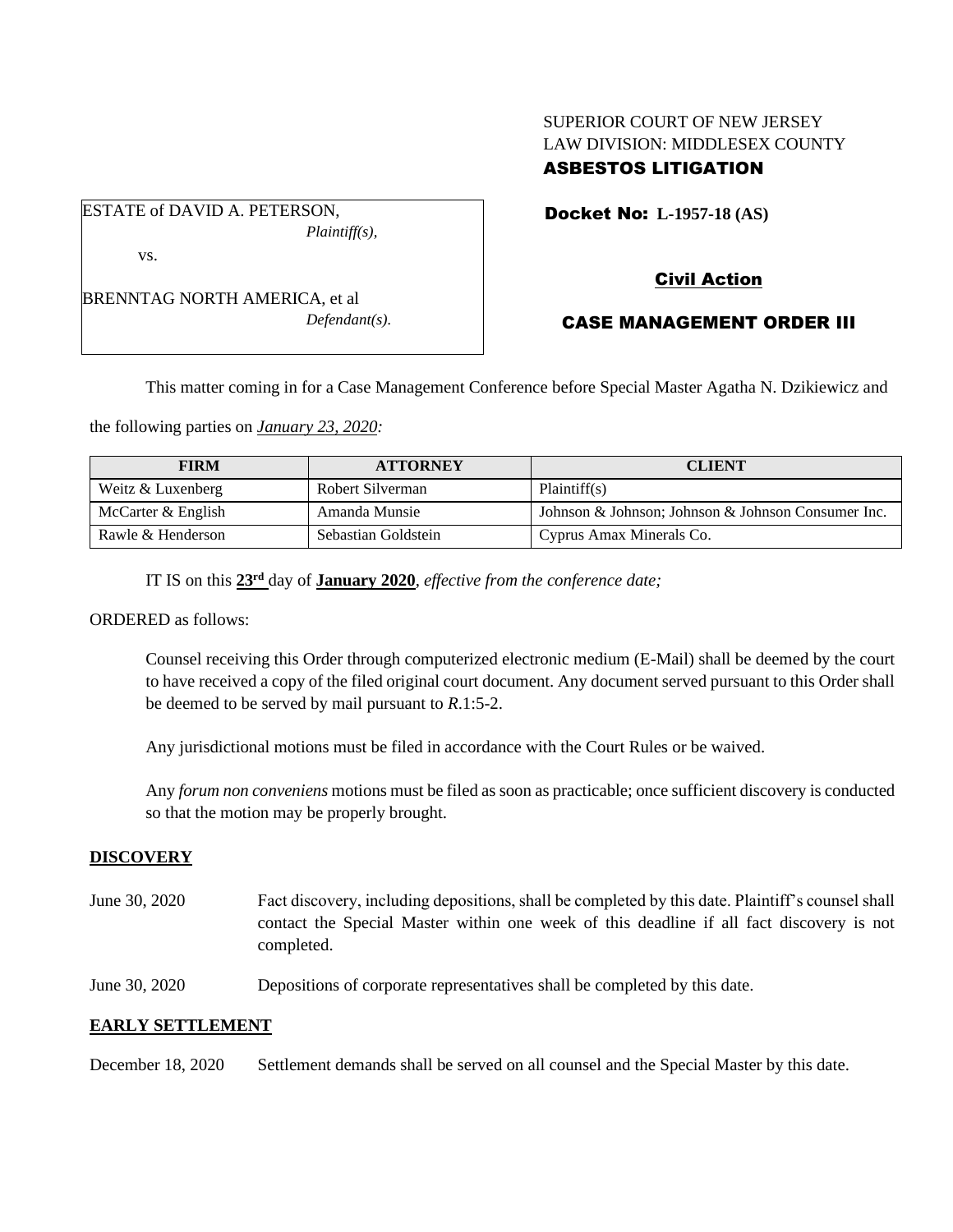SUPERIOR COURT OF NEW JERSEY
LAW DIVISION: MIDDLESEX COUNTY
**ASBESTOS LITIGATION**

ESTATE of DAVID A. PETERSON,
*Plaintiff(s),*

vs.

BRENNTAG NORTH AMERICA, et al
*Defendant(s).*

**Docket No: L-1957-18 (AS)**

**Civil Action**

**CASE MANAGEMENT ORDER III**

This matter coming in for a Case Management Conference before Special Master Agatha N. Dzikiewicz and the following parties on *January 23, 2020:*

| FIRM | ATTORNEY | CLIENT |
|---|---|---|
| Weitz & Luxenberg | Robert Silverman | Plaintiff(s) |
| McCarter & English | Amanda Munsie | Johnson & Johnson; Johnson & Johnson Consumer Inc. |
| Rawle & Henderson | Sebastian Goldstein | Cyprus Amax Minerals Co. |

IT IS on this **23rd** day of **January 2020**, *effective from the conference date;*

ORDERED as follows:

Counsel receiving this Order through computerized electronic medium (E-Mail) shall be deemed by the court to have received a copy of the filed original court document. Any document served pursuant to this Order shall be deemed to be served by mail pursuant to *R*.1:5-2.

Any jurisdictional motions must be filed in accordance with the Court Rules or be waived.

Any *forum non conveniens* motions must be filed as soon as practicable; once sufficient discovery is conducted so that the motion may be properly brought.

## DISCOVERY

June 30, 2020 — Fact discovery, including depositions, shall be completed by this date. Plaintiff's counsel shall contact the Special Master within one week of this deadline if all fact discovery is not completed.

June 30, 2020 — Depositions of corporate representatives shall be completed by this date.

## EARLY SETTLEMENT

December 18, 2020 — Settlement demands shall be served on all counsel and the Special Master by this date.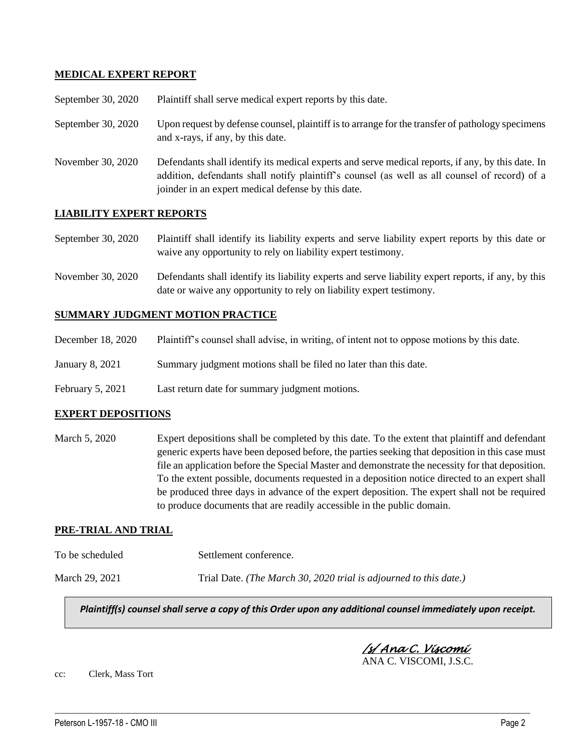## MEDICAL EXPERT REPORT

| | |
|---|---|
| September 30, 2020 | Plaintiff shall serve medical expert reports by this date. |
| September 30, 2020 | Upon request by defense counsel, plaintiff is to arrange for the transfer of pathology specimens and x-rays, if any, by this date. |
| November 30, 2020 | Defendants shall identify its medical experts and serve medical reports, if any, by this date. In addition, defendants shall notify plaintiff's counsel (as well as all counsel of record) of a joinder in an expert medical defense by this date. |

## LIABILITY EXPERT REPORTS

| | |
|---|---|
| September 30, 2020 | Plaintiff shall identify its liability experts and serve liability expert reports by this date or waive any opportunity to rely on liability expert testimony. |
| November 30, 2020 | Defendants shall identify its liability experts and serve liability expert reports, if any, by this date or waive any opportunity to rely on liability expert testimony. |

## SUMMARY JUDGMENT MOTION PRACTICE

| | |
|---|---|
| December 18, 2020 | Plaintiff's counsel shall advise, in writing, of intent not to oppose motions by this date. |
| January 8, 2021 | Summary judgment motions shall be filed no later than this date. |
| February 5, 2021 | Last return date for summary judgment motions. |

## EXPERT DEPOSITIONS

| | |
|---|---|
| March 5, 2020 | Expert depositions shall be completed by this date. To the extent that plaintiff and defendant generic experts have been deposed before, the parties seeking that deposition in this case must file an application before the Special Master and demonstrate the necessity for that deposition. To the extent possible, documents requested in a deposition notice directed to an expert shall be produced three days in advance of the expert deposition. The expert shall not be required to produce documents that are readily accessible in the public domain. |

## PRE-TRIAL AND TRIAL

| | |
|---|---|
| To be scheduled | Settlement conference. |
| March 29, 2021 | Trial Date. *(The March 30, 2020 trial is adjourned to this date.)* |

***Plaintiff(s) counsel shall serve a copy of this Order upon any additional counsel immediately upon receipt.***

*/s/ Ana C. Viscomi*
ANA C. VISCOMI, J.S.C.

cc: Clerk, Mass Tort